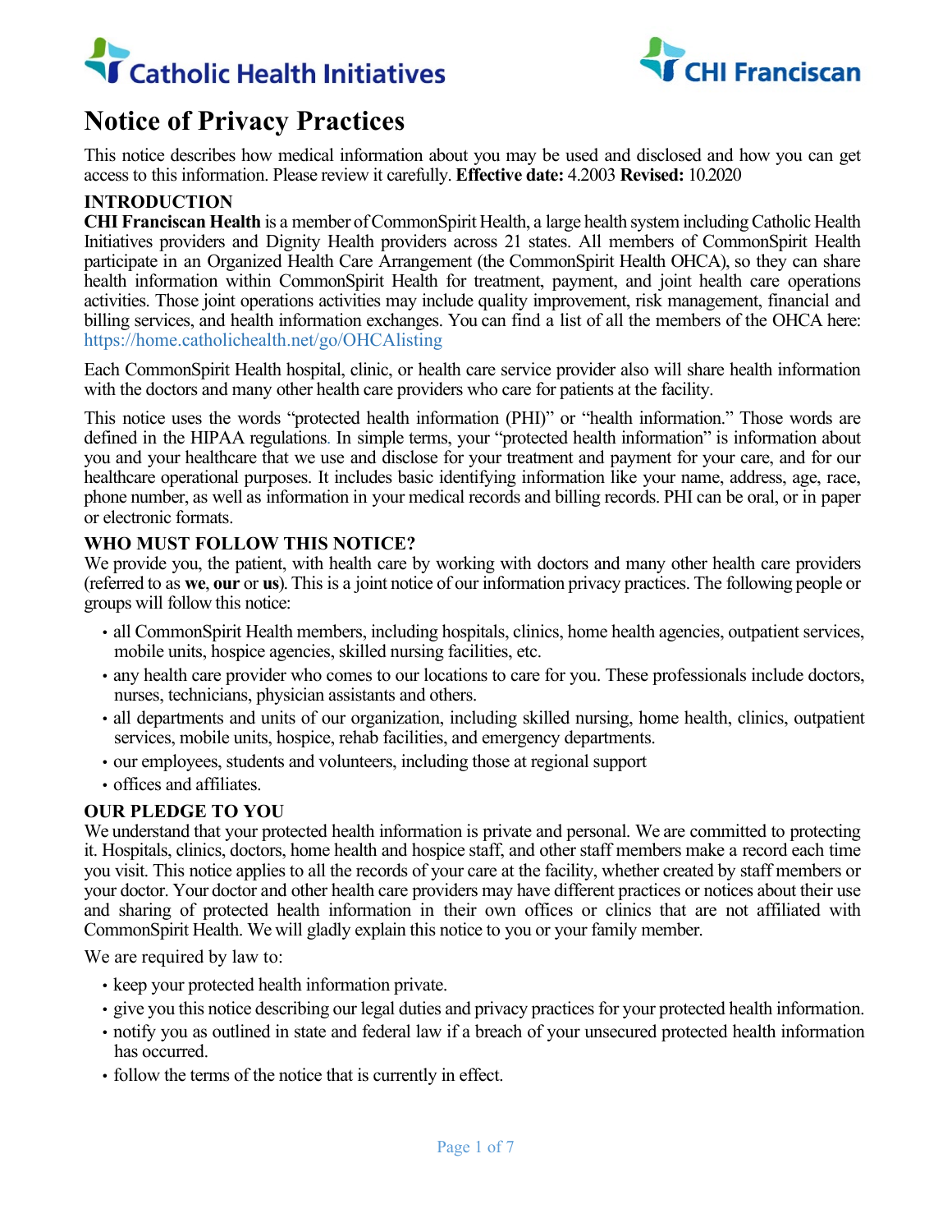Catholic Health Initiatives

CHI Franciscan

# Notice of Privacy Practices

This notice describes how medical information about you may be used and disclosed and how you can get access to this information. Please review it carefully. **Effective date:** 4.2003 **Revised:** 10.2020

## INTRODUCTION

**CHI Franciscan Health** is a member of CommonSpirit Health, a large health system including Catholic Health Initiatives providers and Dignity Health providers across 21 states. All members of CommonSpirit Health participate in an Organized Health Care Arrangement (the CommonSpirit Health OHCA), so they can share health information within CommonSpirit Health for treatment, payment, and joint health care operations activities. Those joint operations activities may include quality improvement, risk management, financial and billing services, and health information exchanges. You can find a list of all the members of the OHCA here: https://home.catholichealth.net/go/OHCAlisting

Each CommonSpirit Health hospital, clinic, or health care service provider also will share health information with the doctors and many other health care providers who care for patients at the facility.

This notice uses the words "protected health information (PHI)" or "health information." Those words are defined in the HIPAA regulations. In simple terms, your "protected health information" is information about you and your healthcare that we use and disclose for your treatment and payment for your care, and for our healthcare operational purposes. It includes basic identifying information like your name, address, age, race, phone number, as well as information in your medical records and billing records. PHI can be oral, or in paper or electronic formats.

## WHO MUST FOLLOW THIS NOTICE?

We provide you, the patient, with health care by working with doctors and many other health care providers (referred to as **we**, **our** or **us**). This is a joint notice of our information privacy practices. The following people or groups will follow this notice:

- all CommonSpirit Health members, including hospitals, clinics, home health agencies, outpatient services, mobile units, hospice agencies, skilled nursing facilities, etc.
- any health care provider who comes to our locations to care for you. These professionals include doctors, nurses, technicians, physician assistants and others.
- all departments and units of our organization, including skilled nursing, home health, clinics, outpatient services, mobile units, hospice, rehab facilities, and emergency departments.
- our employees, students and volunteers, including those at regional support
- offices and affiliates.

## OUR PLEDGE TO YOU

We understand that your protected health information is private and personal. We are committed to protecting it. Hospitals, clinics, doctors, home health and hospice staff, and other staff members make a record each time you visit. This notice applies to all the records of your care at the facility, whether created by staff members or your doctor. Your doctor and other health care providers may have different practices or notices about their use and sharing of protected health information in their own offices or clinics that are not affiliated with CommonSpirit Health. We will gladly explain this notice to you or your family member.

We are required by law to:

- keep your protected health information private.
- give you this notice describing our legal duties and privacy practices for your protected health information.
- notify you as outlined in state and federal law if a breach of your unsecured protected health information has occurred.
- follow the terms of the notice that is currently in effect.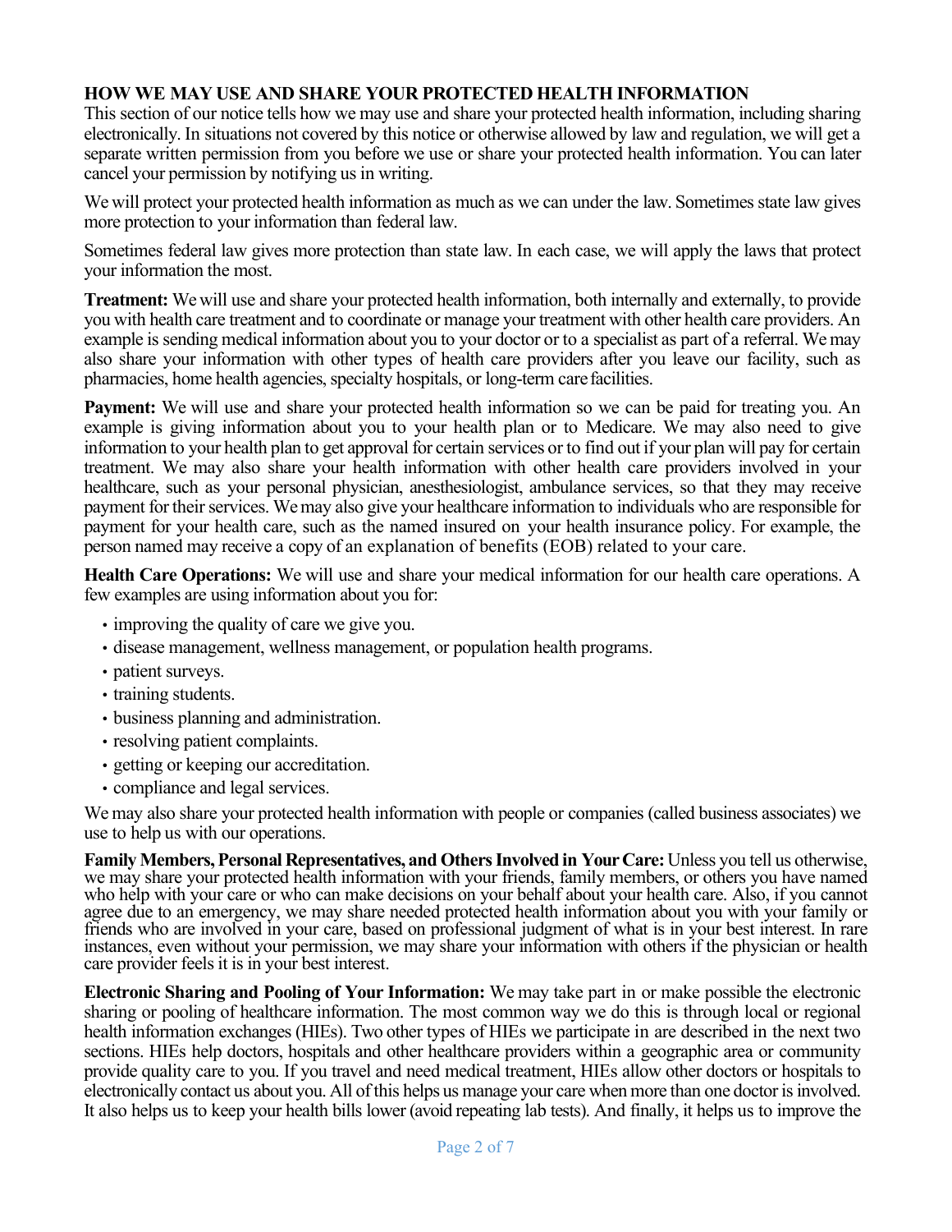## HOW WE MAY USE AND SHARE YOUR PROTECTED HEALTH INFORMATION

This section of our notice tells how we may use and share your protected health information, including sharing electronically. In situations not covered by this notice or otherwise allowed by law and regulation, we will get a separate written permission from you before we use or share your protected health information. You can later cancel your permission by notifying us in writing.

We will protect your protected health information as much as we can under the law. Sometimes state law gives more protection to your information than federal law.

Sometimes federal law gives more protection than state law. In each case, we will apply the laws that protect your information the most.

**Treatment:** We will use and share your protected health information, both internally and externally, to provide you with health care treatment and to coordinate or manage your treatment with other health care providers. An example is sending medical information about you to your doctor or to a specialist as part of a referral. We may also share your information with other types of health care providers after you leave our facility, such as pharmacies, home health agencies, specialty hospitals, or long-term care facilities.

**Payment:** We will use and share your protected health information so we can be paid for treating you. An example is giving information about you to your health plan or to Medicare. We may also need to give information to your health plan to get approval for certain services or to find out if your plan will pay for certain treatment. We may also share your health information with other health care providers involved in your healthcare, such as your personal physician, anesthesiologist, ambulance services, so that they may receive payment for their services. We may also give your healthcare information to individuals who are responsible for payment for your health care, such as the named insured on your health insurance policy. For example, the person named may receive a copy of an explanation of benefits (EOB) related to your care.

**Health Care Operations:** We will use and share your medical information for our health care operations. A few examples are using information about you for:

- improving the quality of care we give you.
- disease management, wellness management, or population health programs.
- patient surveys.
- training students.
- business planning and administration.
- resolving patient complaints.
- getting or keeping our accreditation.
- compliance and legal services.

We may also share your protected health information with people or companies (called business associates) we use to help us with our operations.

**Family Members, Personal Representatives, and Others Involved in Your Care:** Unless you tell us otherwise, we may share your protected health information with your friends, family members, or others you have named who help with your care or who can make decisions on your behalf about your health care. Also, if you cannot agree due to an emergency, we may share needed protected health information about you with your family or friends who are involved in your care, based on professional judgment of what is in your best interest. In rare instances, even without your permission, we may share your information with others if the physician or health care provider feels it is in your best interest.

**Electronic Sharing and Pooling of Your Information:** We may take part in or make possible the electronic sharing or pooling of healthcare information. The most common way we do this is through local or regional health information exchanges (HIEs). Two other types of HIEs we participate in are described in the next two sections. HIEs help doctors, hospitals and other healthcare providers within a geographic area or community provide quality care to you. If you travel and need medical treatment, HIEs allow other doctors or hospitals to electronically contact us about you. All of this helps us manage your care when more than one doctor is involved. It also helps us to keep your health bills lower (avoid repeating lab tests). And finally, it helps us to improve the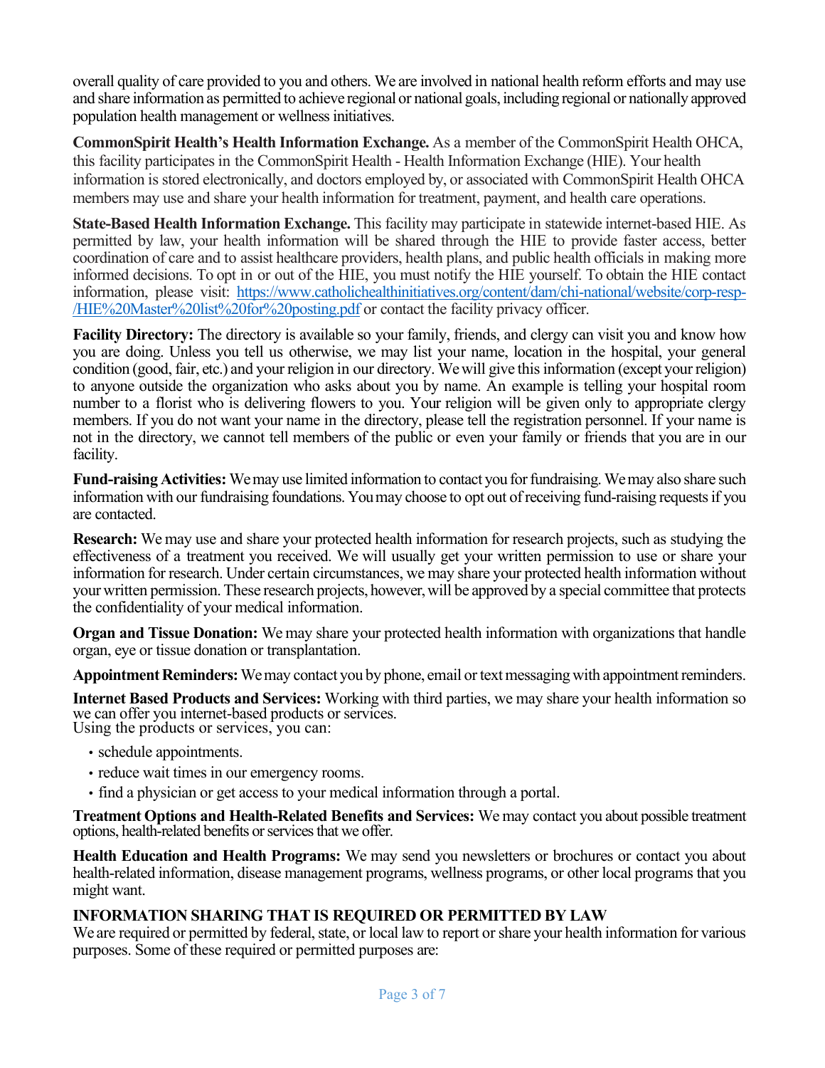overall quality of care provided to you and others. We are involved in national health reform efforts and may use and share information as permitted to achieve regional or national goals, including regional or nationally approved population health management or wellness initiatives.

**CommonSpirit Health's Health Information Exchange.** As a member of the CommonSpirit Health OHCA, this facility participates in the CommonSpirit Health - Health Information Exchange (HIE). Your health information is stored electronically, and doctors employed by, or associated with CommonSpirit Health OHCA members may use and share your health information for treatment, payment, and health care operations.

**State-Based Health Information Exchange.** This facility may participate in statewide internet-based HIE. As permitted by law, your health information will be shared through the HIE to provide faster access, better coordination of care and to assist healthcare providers, health plans, and public health officials in making more informed decisions. To opt in or out of the HIE, you must notify the HIE yourself. To obtain the HIE contact information, please visit: [https://www.catholichealthinitiatives.org/content/dam/chi-national/website/corp-resp-/HIE%20Master%20list%20for%20posting.pdf](https://www.catholichealthinitiatives.org/content/dam/chi-national/website/corp-resp-/HIE%20Master%20list%20for%20posting.pdf) or contact the facility privacy officer.

**Facility Directory:** The directory is available so your family, friends, and clergy can visit you and know how you are doing. Unless you tell us otherwise, we may list your name, location in the hospital, your general condition (good, fair, etc.) and your religion in our directory. We will give this information (except your religion) to anyone outside the organization who asks about you by name. An example is telling your hospital room number to a florist who is delivering flowers to you. Your religion will be given only to appropriate clergy members. If you do not want your name in the directory, please tell the registration personnel. If your name is not in the directory, we cannot tell members of the public or even your family or friends that you are in our facility.

**Fund-raising Activities:** We may use limited information to contact you for fundraising. We may also share such information with our fundraising foundations. You may choose to opt out of receiving fund-raising requests if you are contacted.

**Research:** We may use and share your protected health information for research projects, such as studying the effectiveness of a treatment you received. We will usually get your written permission to use or share your information for research. Under certain circumstances, we may share your protected health information without your written permission. These research projects, however, will be approved by a special committee that protects the confidentiality of your medical information.

**Organ and Tissue Donation:** We may share your protected health information with organizations that handle organ, eye or tissue donation or transplantation.

**Appointment Reminders:** We may contact you by phone, email or text messaging with appointment reminders.

**Internet Based Products and Services:** Working with third parties, we may share your health information so we can offer you internet-based products or services.
Using the products or services, you can:

- schedule appointments.
- reduce wait times in our emergency rooms.
- find a physician or get access to your medical information through a portal.

**Treatment Options and Health-Related Benefits and Services:** We may contact you about possible treatment options, health-related benefits or services that we offer.

**Health Education and Health Programs:** We may send you newsletters or brochures or contact you about health-related information, disease management programs, wellness programs, or other local programs that you might want.

## INFORMATION SHARING THAT IS REQUIRED OR PERMITTED BY LAW

We are required or permitted by federal, state, or local law to report or share your health information for various purposes. Some of these required or permitted purposes are: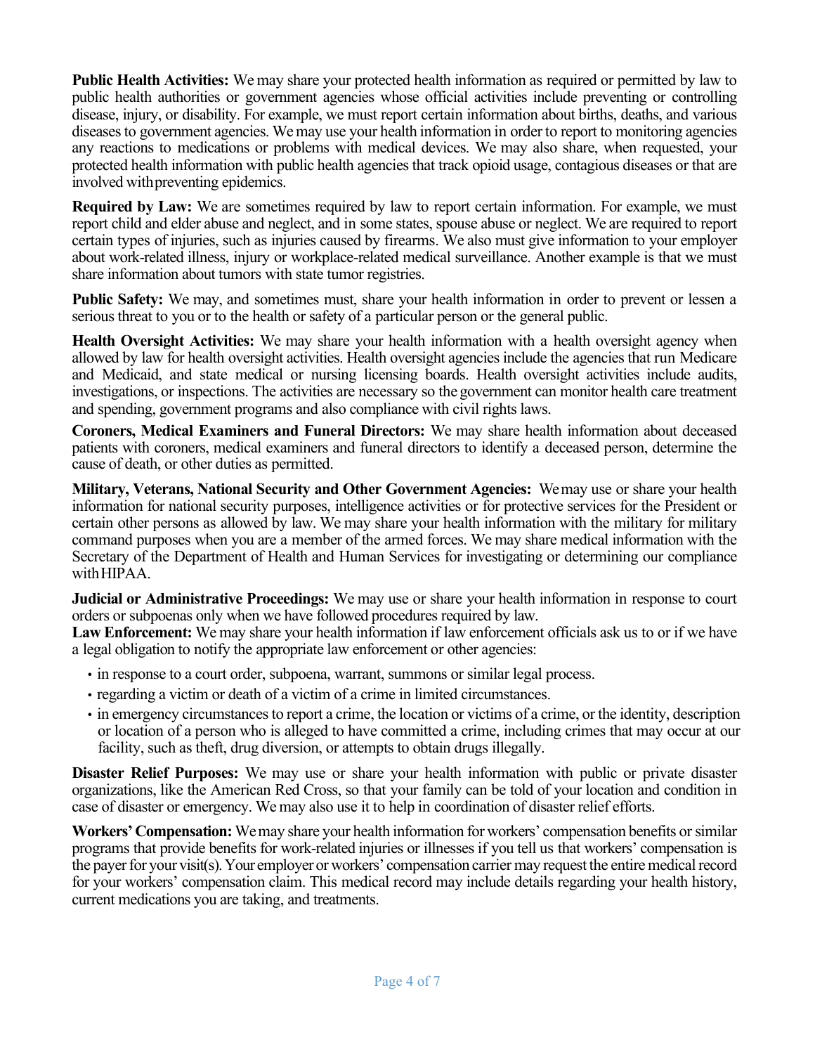**Public Health Activities:** We may share your protected health information as required or permitted by law to public health authorities or government agencies whose official activities include preventing or controlling disease, injury, or disability. For example, we must report certain information about births, deaths, and various diseases to government agencies. We may use your health information in order to report to monitoring agencies any reactions to medications or problems with medical devices. We may also share, when requested, your protected health information with public health agencies that track opioid usage, contagious diseases or that are involved with preventing epidemics.

**Required by Law:** We are sometimes required by law to report certain information. For example, we must report child and elder abuse and neglect, and in some states, spouse abuse or neglect. We are required to report certain types of injuries, such as injuries caused by firearms. We also must give information to your employer about work-related illness, injury or workplace-related medical surveillance. Another example is that we must share information about tumors with state tumor registries.

**Public Safety:** We may, and sometimes must, share your health information in order to prevent or lessen a serious threat to you or to the health or safety of a particular person or the general public.

**Health Oversight Activities:** We may share your health information with a health oversight agency when allowed by law for health oversight activities. Health oversight agencies include the agencies that run Medicare and Medicaid, and state medical or nursing licensing boards. Health oversight activities include audits, investigations, or inspections. The activities are necessary so the government can monitor health care treatment and spending, government programs and also compliance with civil rights laws.

**Coroners, Medical Examiners and Funeral Directors:** We may share health information about deceased patients with coroners, medical examiners and funeral directors to identify a deceased person, determine the cause of death, or other duties as permitted.

**Military, Veterans, National Security and Other Government Agencies:** We may use or share your health information for national security purposes, intelligence activities or for protective services for the President or certain other persons as allowed by law. We may share your health information with the military for military command purposes when you are a member of the armed forces. We may share medical information with the Secretary of the Department of Health and Human Services for investigating or determining our compliance with HIPAA.

**Judicial or Administrative Proceedings:** We may use or share your health information in response to court orders or subpoenas only when we have followed procedures required by law.

**Law Enforcement:** We may share your health information if law enforcement officials ask us to or if we have a legal obligation to notify the appropriate law enforcement or other agencies:

- in response to a court order, subpoena, warrant, summons or similar legal process.
- regarding a victim or death of a victim of a crime in limited circumstances.
- in emergency circumstances to report a crime, the location or victims of a crime, or the identity, description or location of a person who is alleged to have committed a crime, including crimes that may occur at our facility, such as theft, drug diversion, or attempts to obtain drugs illegally.

**Disaster Relief Purposes:** We may use or share your health information with public or private disaster organizations, like the American Red Cross, so that your family can be told of your location and condition in case of disaster or emergency. We may also use it to help in coordination of disaster relief efforts.

**Workers' Compensation:** We may share your health information for workers' compensation benefits or similar programs that provide benefits for work-related injuries or illnesses if you tell us that workers' compensation is the payer for your visit(s). Your employer or workers' compensation carrier may request the entire medical record for your workers' compensation claim. This medical record may include details regarding your health history, current medications you are taking, and treatments.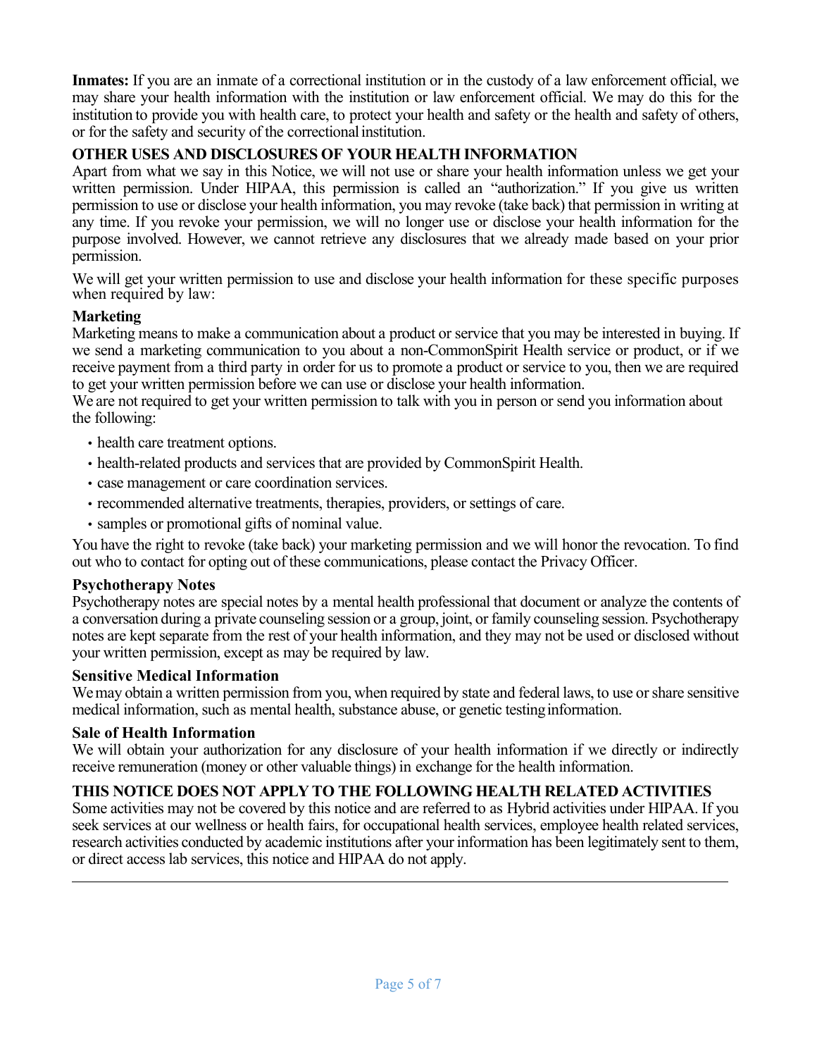**Inmates:** If you are an inmate of a correctional institution or in the custody of a law enforcement official, we may share your health information with the institution or law enforcement official. We may do this for the institution to provide you with health care, to protect your health and safety or the health and safety of others, or for the safety and security of the correctional institution.

## OTHER USES AND DISCLOSURES OF YOUR HEALTH INFORMATION

Apart from what we say in this Notice, we will not use or share your health information unless we get your written permission. Under HIPAA, this permission is called an "authorization." If you give us written permission to use or disclose your health information, you may revoke (take back) that permission in writing at any time. If you revoke your permission, we will no longer use or disclose your health information for the purpose involved. However, we cannot retrieve any disclosures that we already made based on your prior permission.

We will get your written permission to use and disclose your health information for these specific purposes when required by law:

### Marketing

Marketing means to make a communication about a product or service that you may be interested in buying. If we send a marketing communication to you about a non-CommonSpirit Health service or product, or if we receive payment from a third party in order for us to promote a product or service to you, then we are required to get your written permission before we can use or disclose your health information.

We are not required to get your written permission to talk with you in person or send you information about the following:

- health care treatment options.
- health-related products and services that are provided by CommonSpirit Health.
- case management or care coordination services.
- recommended alternative treatments, therapies, providers, or settings of care.
- samples or promotional gifts of nominal value.

You have the right to revoke (take back) your marketing permission and we will honor the revocation. To find out who to contact for opting out of these communications, please contact the Privacy Officer.

### Psychotherapy Notes

Psychotherapy notes are special notes by a mental health professional that document or analyze the contents of a conversation during a private counseling session or a group, joint, or family counseling session. Psychotherapy notes are kept separate from the rest of your health information, and they may not be used or disclosed without your written permission, except as may be required by law.

### Sensitive Medical Information

We may obtain a written permission from you, when required by state and federal laws, to use or share sensitive medical information, such as mental health, substance abuse, or genetic testing information.

### Sale of Health Information

We will obtain your authorization for any disclosure of your health information if we directly or indirectly receive remuneration (money or other valuable things) in exchange for the health information.

## THIS NOTICE DOES NOT APPLY TO THE FOLLOWING HEALTH RELATED ACTIVITIES

Some activities may not be covered by this notice and are referred to as Hybrid activities under HIPAA. If you seek services at our wellness or health fairs, for occupational health services, employee health related services, research activities conducted by academic institutions after your information has been legitimately sent to them, or direct access lab services, this notice and HIPAA do not apply.

---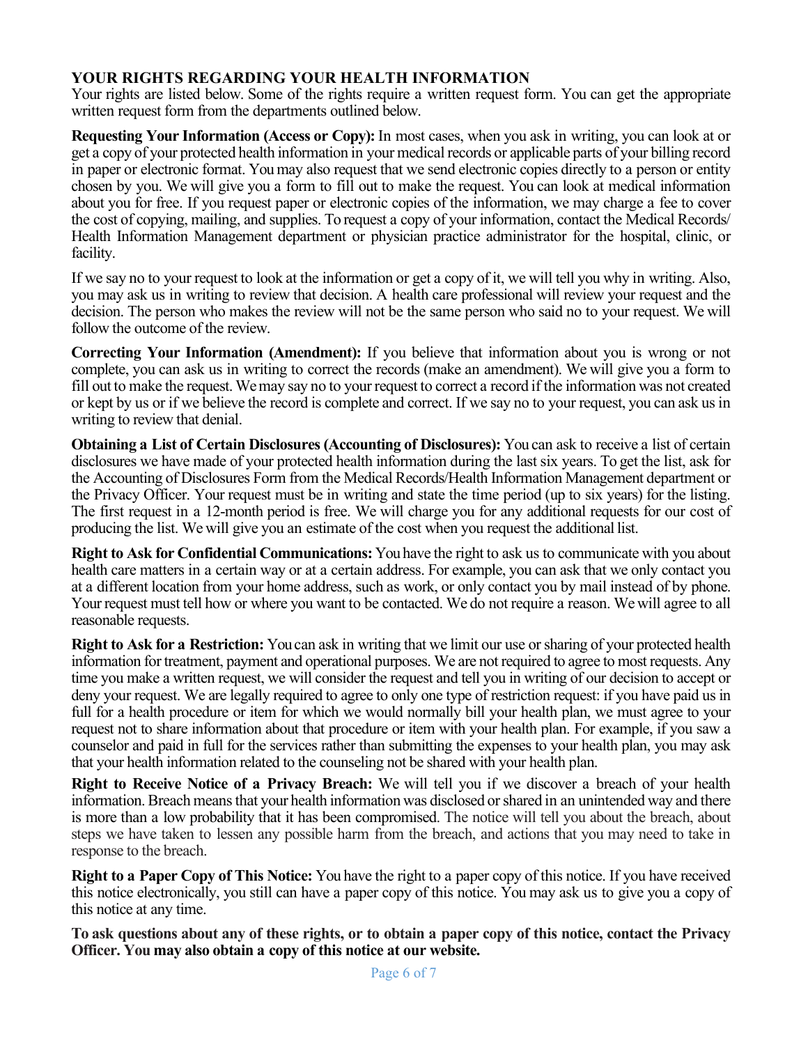## YOUR RIGHTS REGARDING YOUR HEALTH INFORMATION

Your rights are listed below. Some of the rights require a written request form. You can get the appropriate written request form from the departments outlined below.

**Requesting Your Information (Access or Copy):** In most cases, when you ask in writing, you can look at or get a copy of your protected health information in your medical records or applicable parts of your billing record in paper or electronic format. You may also request that we send electronic copies directly to a person or entity chosen by you. We will give you a form to fill out to make the request. You can look at medical information about you for free. If you request paper or electronic copies of the information, we may charge a fee to cover the cost of copying, mailing, and supplies. To request a copy of your information, contact the Medical Records/ Health Information Management department or physician practice administrator for the hospital, clinic, or facility.

If we say no to your request to look at the information or get a copy of it, we will tell you why in writing. Also, you may ask us in writing to review that decision. A health care professional will review your request and the decision. The person who makes the review will not be the same person who said no to your request. We will follow the outcome of the review.

**Correcting Your Information (Amendment):** If you believe that information about you is wrong or not complete, you can ask us in writing to correct the records (make an amendment). We will give you a form to fill out to make the request. We may say no to your request to correct a record if the information was not created or kept by us or if we believe the record is complete and correct. If we say no to your request, you can ask us in writing to review that denial.

**Obtaining a List of Certain Disclosures (Accounting of Disclosures):** You can ask to receive a list of certain disclosures we have made of your protected health information during the last six years. To get the list, ask for the Accounting of Disclosures Form from the Medical Records/Health Information Management department or the Privacy Officer. Your request must be in writing and state the time period (up to six years) for the listing. The first request in a 12-month period is free. We will charge you for any additional requests for our cost of producing the list. We will give you an estimate of the cost when you request the additional list.

**Right to Ask for Confidential Communications:** You have the right to ask us to communicate with you about health care matters in a certain way or at a certain address. For example, you can ask that we only contact you at a different location from your home address, such as work, or only contact you by mail instead of by phone. Your request must tell how or where you want to be contacted. We do not require a reason. We will agree to all reasonable requests.

**Right to Ask for a Restriction:** You can ask in writing that we limit our use or sharing of your protected health information for treatment, payment and operational purposes. We are not required to agree to most requests. Any time you make a written request, we will consider the request and tell you in writing of our decision to accept or deny your request. We are legally required to agree to only one type of restriction request: if you have paid us in full for a health procedure or item for which we would normally bill your health plan, we must agree to your request not to share information about that procedure or item with your health plan. For example, if you saw a counselor and paid in full for the services rather than submitting the expenses to your health plan, you may ask that your health information related to the counseling not be shared with your health plan.

**Right to Receive Notice of a Privacy Breach:** We will tell you if we discover a breach of your health information. Breach means that your health information was disclosed or shared in an unintended way and there is more than a low probability that it has been compromised. The notice will tell you about the breach, about steps we have taken to lessen any possible harm from the breach, and actions that you may need to take in response to the breach.

**Right to a Paper Copy of This Notice:** You have the right to a paper copy of this notice. If you have received this notice electronically, you still can have a paper copy of this notice. You may ask us to give you a copy of this notice at any time.

**To ask questions about any of these rights, or to obtain a paper copy of this notice, contact the Privacy Officer. You may also obtain a copy of this notice at our website.**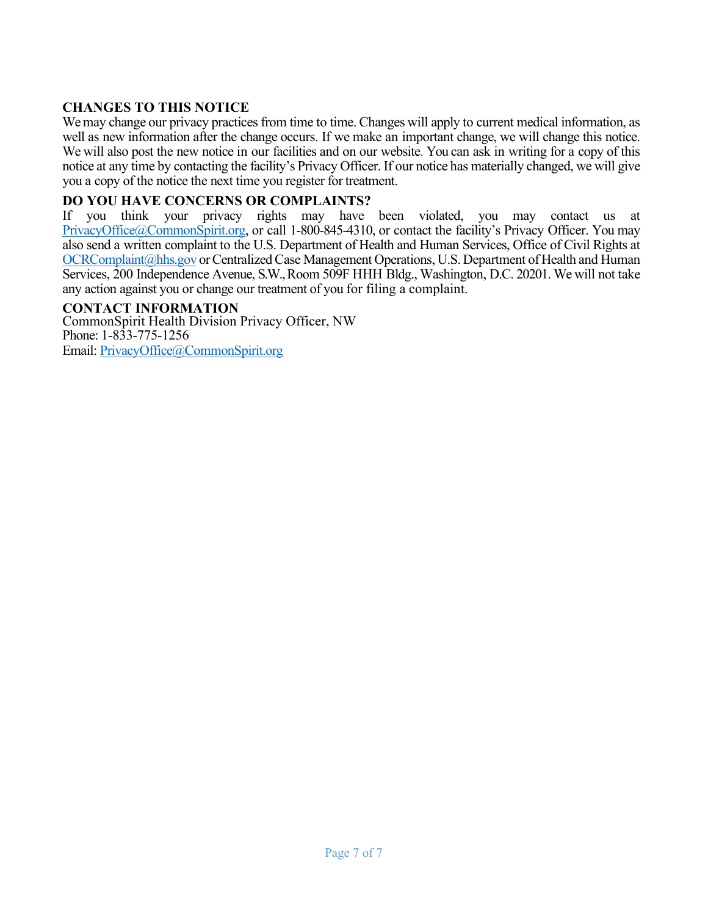## CHANGES TO THIS NOTICE

We may change our privacy practices from time to time. Changes will apply to current medical information, as well as new information after the change occurs. If we make an important change, we will change this notice. We will also post the new notice in our facilities and on our website. You can ask in writing for a copy of this notice at any time by contacting the facility's Privacy Officer. If our notice has materially changed, we will give you a copy of the notice the next time you register for treatment.

## DO YOU HAVE CONCERNS OR COMPLAINTS?

If you think your privacy rights may have been violated, you may contact us at PrivacyOffice@CommonSpirit.org, or call 1-800-845-4310, or contact the facility's Privacy Officer. You may also send a written complaint to the U.S. Department of Health and Human Services, Office of Civil Rights at OCRComplaint@hhs.gov or Centralized Case Management Operations, U.S. Department of Health and Human Services, 200 Independence Avenue, S.W., Room 509F HHH Bldg., Washington, D.C. 20201. We will not take any action against you or change our treatment of you for filing a complaint.

## CONTACT INFORMATION

CommonSpirit Health Division Privacy Officer, NW
Phone: 1-833-775-1256
Email: PrivacyOffice@CommonSpirit.org